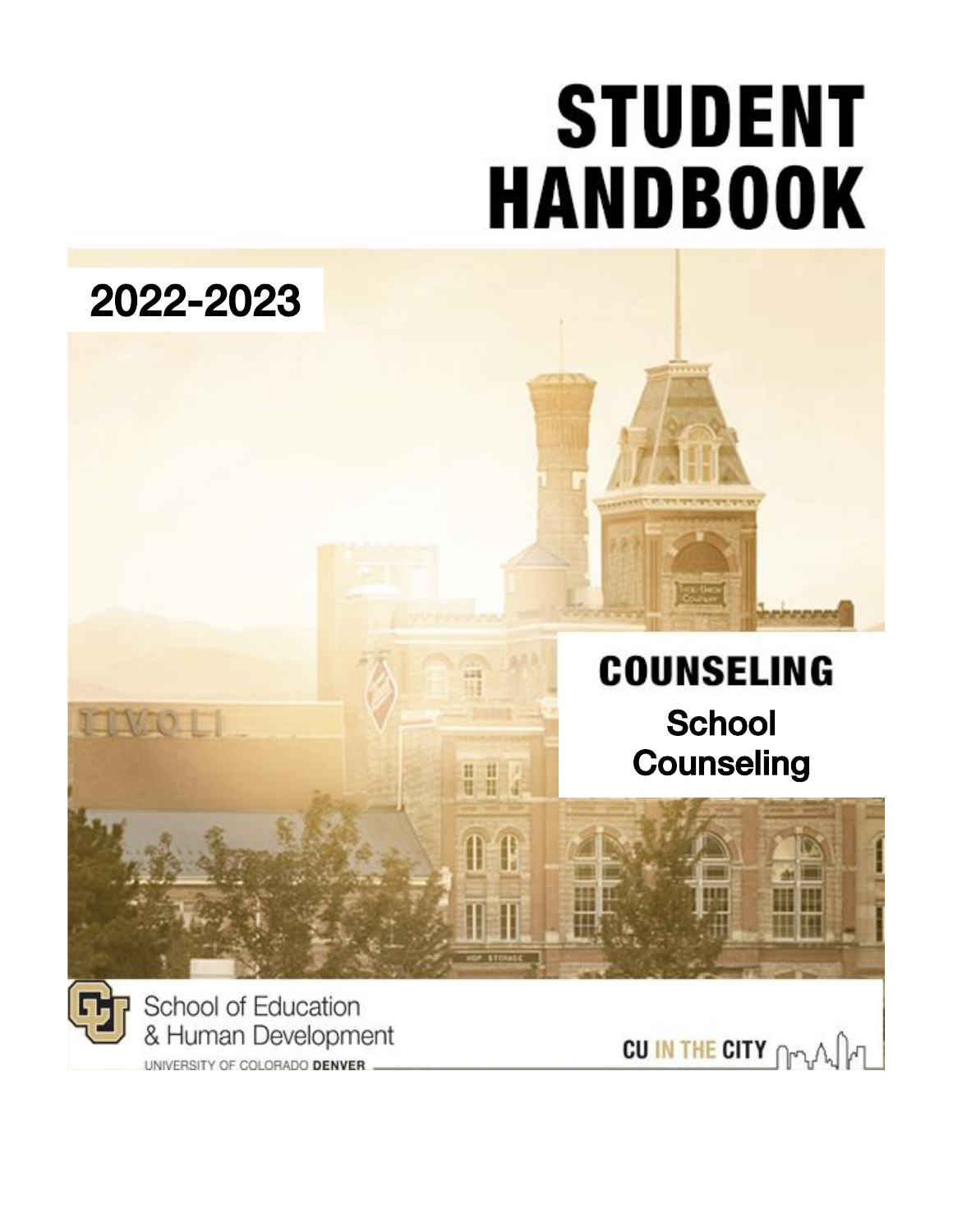# STUDENT HANDBOOK

**2022-2023**

## COUNSELING

### School Counseling

School of Education & Human Development

UNIVERSITY OF COLORADO DENVER

CU IN THE CITY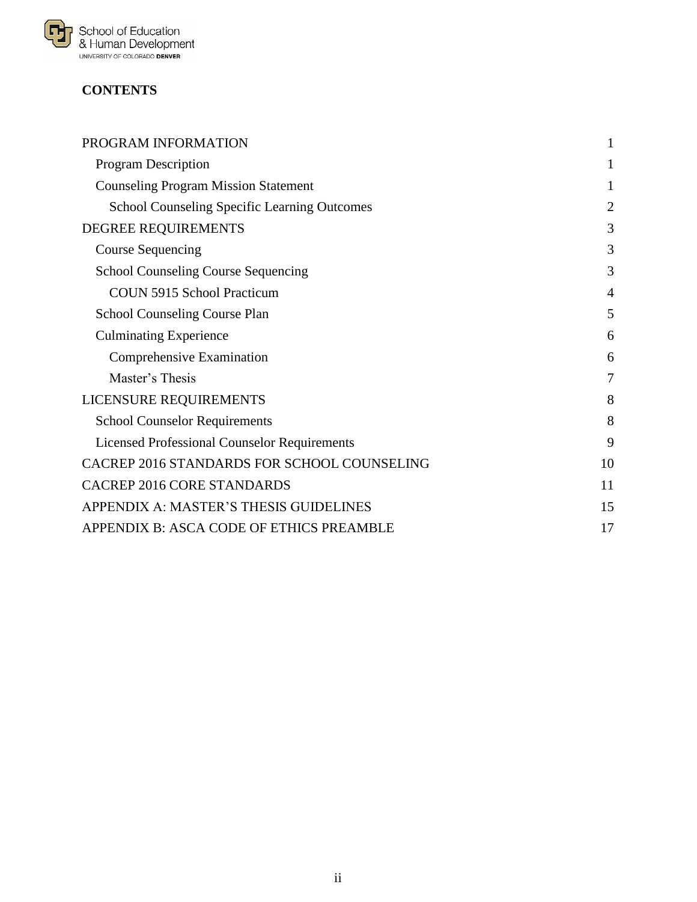# CONTENTS

| | |
|---|---|
| PROGRAM INFORMATION | 1 |
| Program Description | 1 |
| Counseling Program Mission Statement | 1 |
| School Counseling Specific Learning Outcomes | 2 |
| DEGREE REQUIREMENTS | 3 |
| Course Sequencing | 3 |
| School Counseling Course Sequencing | 3 |
| COUN 5915 School Practicum | 4 |
| School Counseling Course Plan | 5 |
| Culminating Experience | 6 |
| Comprehensive Examination | 6 |
| Master's Thesis | 7 |
| LICENSURE REQUIREMENTS | 8 |
| School Counselor Requirements | 8 |
| Licensed Professional Counselor Requirements | 9 |
| CACREP 2016 STANDARDS FOR SCHOOL COUNSELING | 10 |
| CACREP 2016 CORE STANDARDS | 11 |
| APPENDIX A: MASTER'S THESIS GUIDELINES | 15 |
| APPENDIX B: ASCA CODE OF ETHICS PREAMBLE | 17 |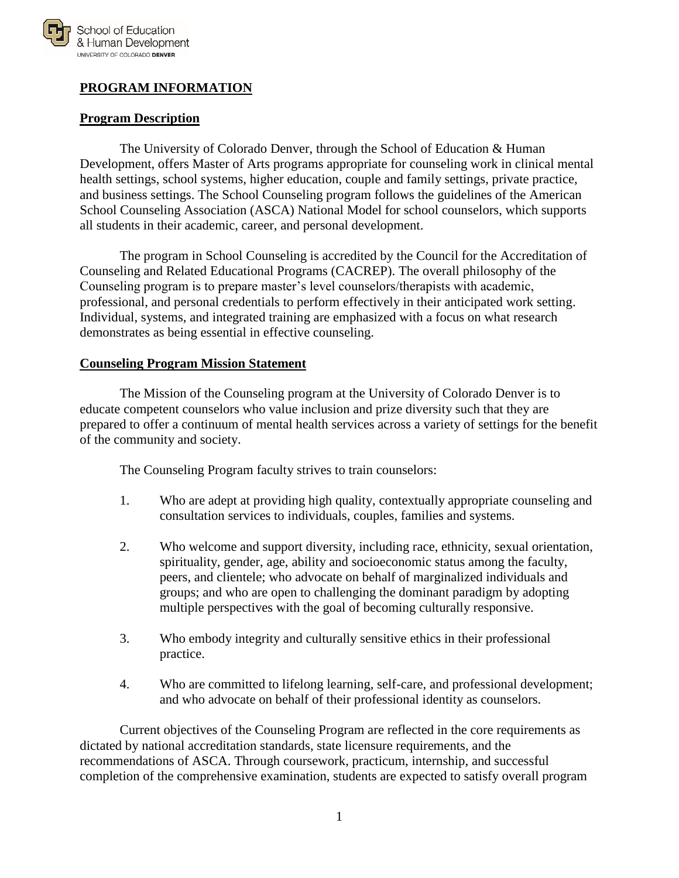## PROGRAM INFORMATION

### Program Description

The University of Colorado Denver, through the School of Education & Human Development, offers Master of Arts programs appropriate for counseling work in clinical mental health settings, school systems, higher education, couple and family settings, private practice, and business settings. The School Counseling program follows the guidelines of the American School Counseling Association (ASCA) National Model for school counselors, which supports all students in their academic, career, and personal development.

The program in School Counseling is accredited by the Council for the Accreditation of Counseling and Related Educational Programs (CACREP). The overall philosophy of the Counseling program is to prepare master's level counselors/therapists with academic, professional, and personal credentials to perform effectively in their anticipated work setting. Individual, systems, and integrated training are emphasized with a focus on what research demonstrates as being essential in effective counseling.

### Counseling Program Mission Statement

The Mission of the Counseling program at the University of Colorado Denver is to educate competent counselors who value inclusion and prize diversity such that they are prepared to offer a continuum of mental health services across a variety of settings for the benefit of the community and society.

The Counseling Program faculty strives to train counselors:

1. Who are adept at providing high quality, contextually appropriate counseling and consultation services to individuals, couples, families and systems.

2. Who welcome and support diversity, including race, ethnicity, sexual orientation, spirituality, gender, age, ability and socioeconomic status among the faculty, peers, and clientele; who advocate on behalf of marginalized individuals and groups; and who are open to challenging the dominant paradigm by adopting multiple perspectives with the goal of becoming culturally responsive.

3. Who embody integrity and culturally sensitive ethics in their professional practice.

4. Who are committed to lifelong learning, self-care, and professional development; and who advocate on behalf of their professional identity as counselors.

Current objectives of the Counseling Program are reflected in the core requirements as dictated by national accreditation standards, state licensure requirements, and the recommendations of ASCA. Through coursework, practicum, internship, and successful completion of the comprehensive examination, students are expected to satisfy overall program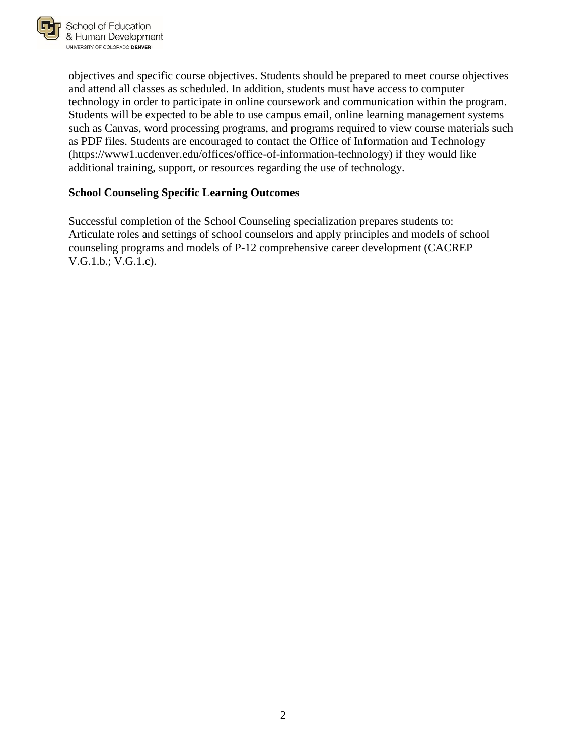objectives and specific course objectives. Students should be prepared to meet course objectives and attend all classes as scheduled. In addition, students must have access to computer technology in order to participate in online coursework and communication within the program. Students will be expected to be able to use campus email, online learning management systems such as Canvas, word processing programs, and programs required to view course materials such as PDF files. Students are encouraged to contact the Office of Information and Technology (https://www1.ucdenver.edu/offices/office-of-information-technology) if they would like additional training, support, or resources regarding the use of technology.

**School Counseling Specific Learning Outcomes**

Successful completion of the School Counseling specialization prepares students to:
Articulate roles and settings of school counselors and apply principles and models of school counseling programs and models of P-12 comprehensive career development (CACREP V.G.1.b.; V.G.1.c).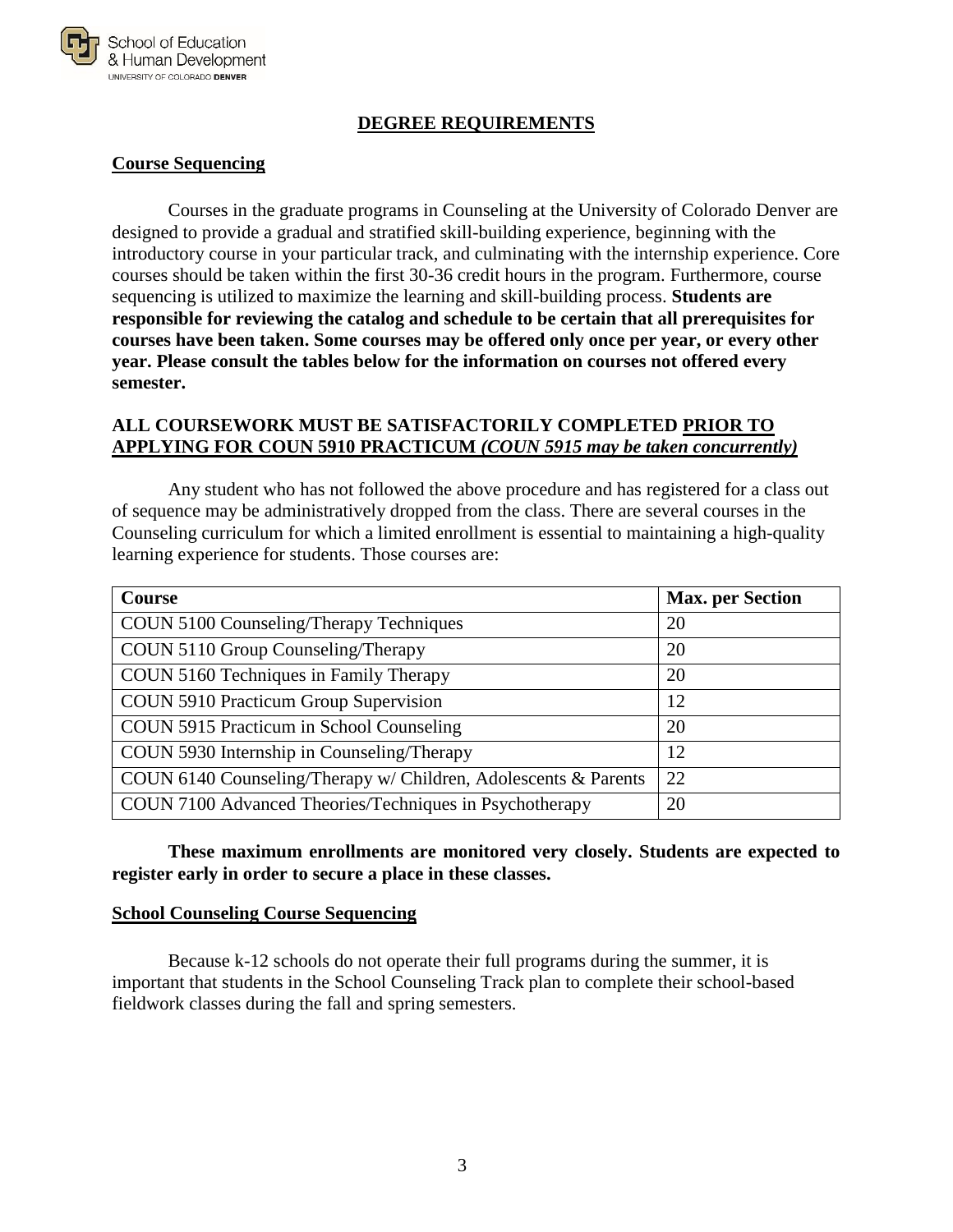## DEGREE REQUIREMENTS

### Course Sequencing

Courses in the graduate programs in Counseling at the University of Colorado Denver are designed to provide a gradual and stratified skill-building experience, beginning with the introductory course in your particular track, and culminating with the internship experience. Core courses should be taken within the first 30-36 credit hours in the program. Furthermore, course sequencing is utilized to maximize the learning and skill-building process. **Students are responsible for reviewing the catalog and schedule to be certain that all prerequisites for courses have been taken. Some courses may be offered only once per year, or every other year. Please consult the tables below for the information on courses not offered every semester.**

**ALL COURSEWORK MUST BE SATISFACTORILY COMPLETED PRIOR TO APPLYING FOR COUN 5910 PRACTICUM *(COUN 5915 may be taken concurrently)***

Any student who has not followed the above procedure and has registered for a class out of sequence may be administratively dropped from the class. There are several courses in the Counseling curriculum for which a limited enrollment is essential to maintaining a high-quality learning experience for students. Those courses are:

| Course | Max. per Section |
|---|---|
| COUN 5100 Counseling/Therapy Techniques | 20 |
| COUN 5110 Group Counseling/Therapy | 20 |
| COUN 5160 Techniques in Family Therapy | 20 |
| COUN 5910 Practicum Group Supervision | 12 |
| COUN 5915 Practicum in School Counseling | 20 |
| COUN 5930 Internship in Counseling/Therapy | 12 |
| COUN 6140 Counseling/Therapy w/ Children, Adolescents & Parents | 22 |
| COUN 7100 Advanced Theories/Techniques in Psychotherapy | 20 |

**These maximum enrollments are monitored very closely. Students are expected to register early in order to secure a place in these classes.**

### School Counseling Course Sequencing

Because k-12 schools do not operate their full programs during the summer, it is important that students in the School Counseling Track plan to complete their school-based fieldwork classes during the fall and spring semesters.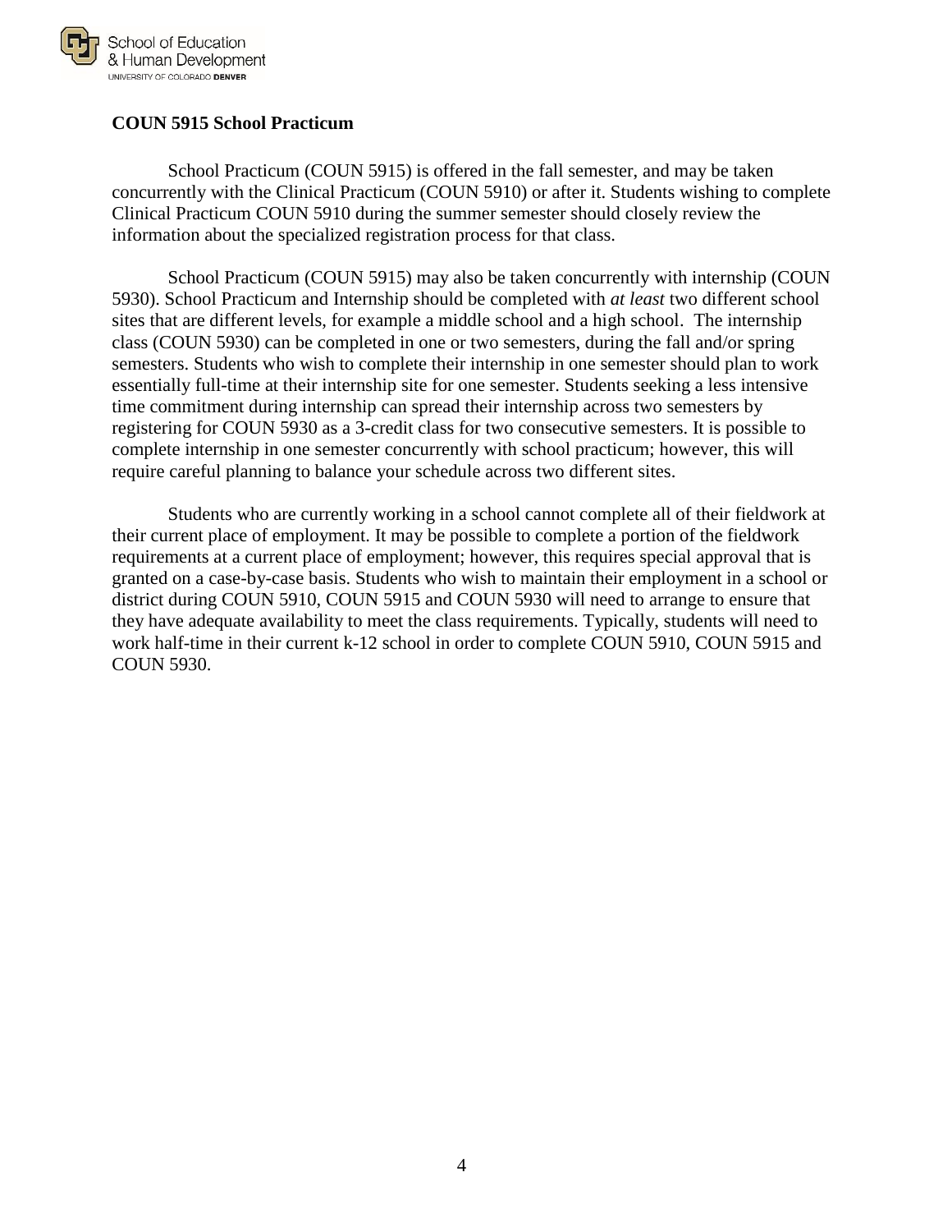### COUN 5915 School Practicum

School Practicum (COUN 5915) is offered in the fall semester, and may be taken concurrently with the Clinical Practicum (COUN 5910) or after it. Students wishing to complete Clinical Practicum COUN 5910 during the summer semester should closely review the information about the specialized registration process for that class.

School Practicum (COUN 5915) may also be taken concurrently with internship (COUN 5930). School Practicum and Internship should be completed with *at least* two different school sites that are different levels, for example a middle school and a high school. The internship class (COUN 5930) can be completed in one or two semesters, during the fall and/or spring semesters. Students who wish to complete their internship in one semester should plan to work essentially full-time at their internship site for one semester. Students seeking a less intensive time commitment during internship can spread their internship across two semesters by registering for COUN 5930 as a 3-credit class for two consecutive semesters. It is possible to complete internship in one semester concurrently with school practicum; however, this will require careful planning to balance your schedule across two different sites.

Students who are currently working in a school cannot complete all of their fieldwork at their current place of employment. It may be possible to complete a portion of the fieldwork requirements at a current place of employment; however, this requires special approval that is granted on a case-by-case basis. Students who wish to maintain their employment in a school or district during COUN 5910, COUN 5915 and COUN 5930 will need to arrange to ensure that they have adequate availability to meet the class requirements. Typically, students will need to work half-time in their current k-12 school in order to complete COUN 5910, COUN 5915 and COUN 5930.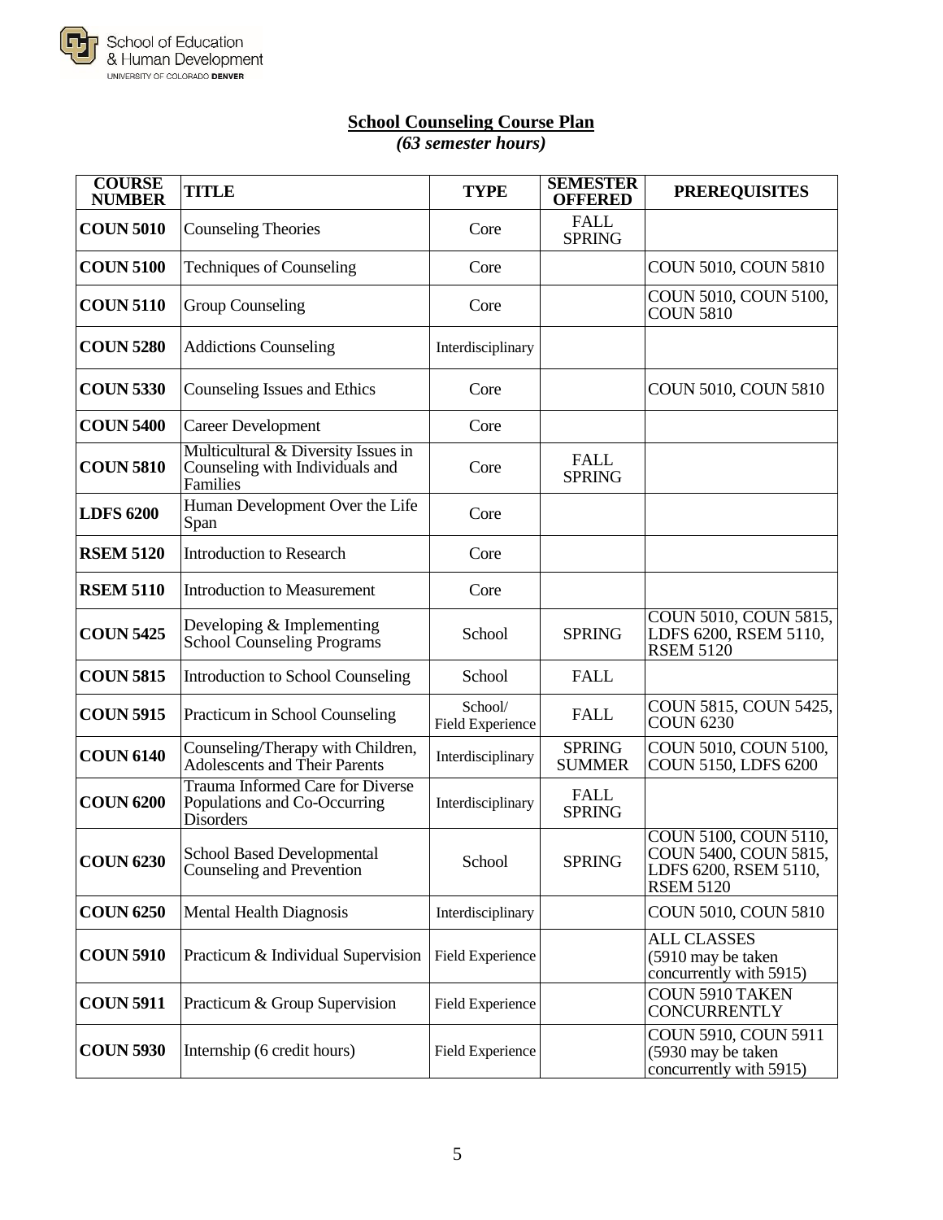## School Counseling Course Plan

***(63 semester hours)***

| COURSE NUMBER | TITLE | TYPE | SEMESTER OFFERED | PREREQUISITES |
|---|---|---|---|---|
| **COUN 5010** | Counseling Theories | Core | FALL SPRING | |
| **COUN 5100** | Techniques of Counseling | Core | | COUN 5010, COUN 5810 |
| **COUN 5110** | Group Counseling | Core | | COUN 5010, COUN 5100, COUN 5810 |
| **COUN 5280** | Addictions Counseling | Interdisciplinary | | |
| **COUN 5330** | Counseling Issues and Ethics | Core | | COUN 5010, COUN 5810 |
| **COUN 5400** | Career Development | Core | | |
| **COUN 5810** | Multicultural & Diversity Issues in Counseling with Individuals and Families | Core | FALL SPRING | |
| **LDFS 6200** | Human Development Over the Life Span | Core | | |
| **RSEM 5120** | Introduction to Research | Core | | |
| **RSEM 5110** | Introduction to Measurement | Core | | |
| **COUN 5425** | Developing & Implementing School Counseling Programs | School | SPRING | COUN 5010, COUN 5815, LDFS 6200, RSEM 5110, RSEM 5120 |
| **COUN 5815** | Introduction to School Counseling | School | FALL | |
| **COUN 5915** | Practicum in School Counseling | School/ Field Experience | FALL | COUN 5815, COUN 5425, COUN 6230 |
| **COUN 6140** | Counseling/Therapy with Children, Adolescents and Their Parents | Interdisciplinary | SPRING SUMMER | COUN 5010, COUN 5100, COUN 5150, LDFS 6200 |
| **COUN 6200** | Trauma Informed Care for Diverse Populations and Co-Occurring Disorders | Interdisciplinary | FALL SPRING | |
| **COUN 6230** | School Based Developmental Counseling and Prevention | School | SPRING | COUN 5100, COUN 5110, COUN 5400, COUN 5815, LDFS 6200, RSEM 5110, RSEM 5120 |
| **COUN 6250** | Mental Health Diagnosis | Interdisciplinary | | COUN 5010, COUN 5810 |
| **COUN 5910** | Practicum & Individual Supervision | Field Experience | | ALL CLASSES (5910 may be taken concurrently with 5915) |
| **COUN 5911** | Practicum & Group Supervision | Field Experience | | COUN 5910 TAKEN CONCURRENTLY |
| **COUN 5930** | Internship (6 credit hours) | Field Experience | | COUN 5910, COUN 5911 (5930 may be taken concurrently with 5915) |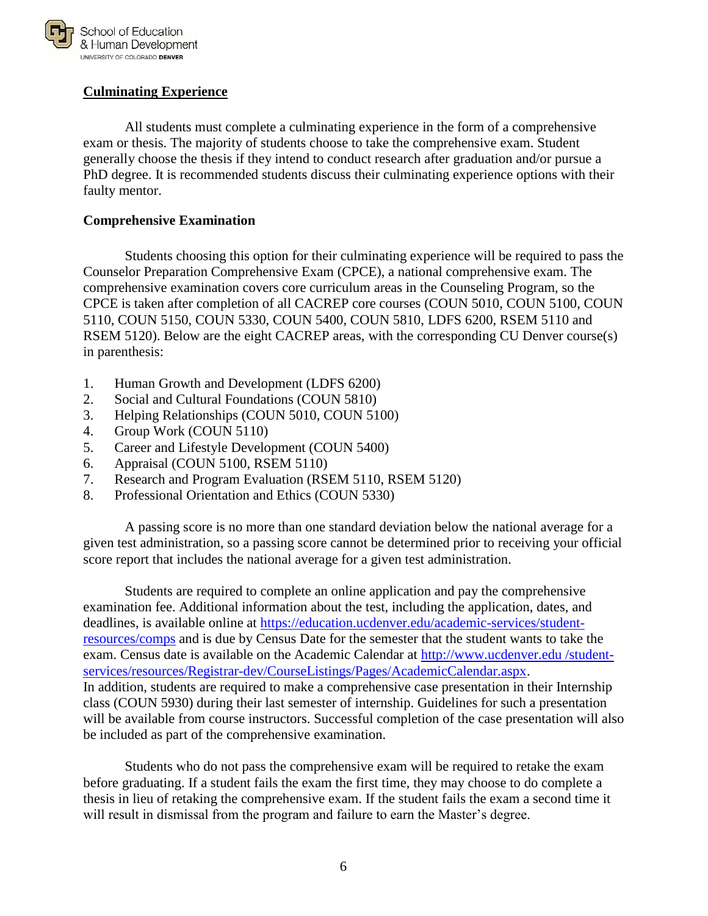## Culminating Experience

All students must complete a culminating experience in the form of a comprehensive exam or thesis. The majority of students choose to take the comprehensive exam. Student generally choose the thesis if they intend to conduct research after graduation and/or pursue a PhD degree. It is recommended students discuss their culminating experience options with their faulty mentor.

### Comprehensive Examination

Students choosing this option for their culminating experience will be required to pass the Counselor Preparation Comprehensive Exam (CPCE), a national comprehensive exam. The comprehensive examination covers core curriculum areas in the Counseling Program, so the CPCE is taken after completion of all CACREP core courses (COUN 5010, COUN 5100, COUN 5110, COUN 5150, COUN 5330, COUN 5400, COUN 5810, LDFS 6200, RSEM 5110 and RSEM 5120). Below are the eight CACREP areas, with the corresponding CU Denver course(s) in parenthesis:

1. Human Growth and Development (LDFS 6200)
2. Social and Cultural Foundations (COUN 5810)
3. Helping Relationships (COUN 5010, COUN 5100)
4. Group Work (COUN 5110)
5. Career and Lifestyle Development (COUN 5400)
6. Appraisal (COUN 5100, RSEM 5110)
7. Research and Program Evaluation (RSEM 5110, RSEM 5120)
8. Professional Orientation and Ethics (COUN 5330)

A passing score is no more than one standard deviation below the national average for a given test administration, so a passing score cannot be determined prior to receiving your official score report that includes the national average for a given test administration.

Students are required to complete an online application and pay the comprehensive examination fee. Additional information about the test, including the application, dates, and deadlines, is available online at https://education.ucdenver.edu/academic-services/student-resources/comps and is due by Census Date for the semester that the student wants to take the exam. Census date is available on the Academic Calendar at http://www.ucdenver.edu /student-services/resources/Registrar-dev/CourseListings/Pages/AcademicCalendar.aspx.
In addition, students are required to make a comprehensive case presentation in their Internship class (COUN 5930) during their last semester of internship. Guidelines for such a presentation will be available from course instructors. Successful completion of the case presentation will also be included as part of the comprehensive examination.

Students who do not pass the comprehensive exam will be required to retake the exam before graduating. If a student fails the exam the first time, they may choose to do complete a thesis in lieu of retaking the comprehensive exam. If the student fails the exam a second time it will result in dismissal from the program and failure to earn the Master's degree.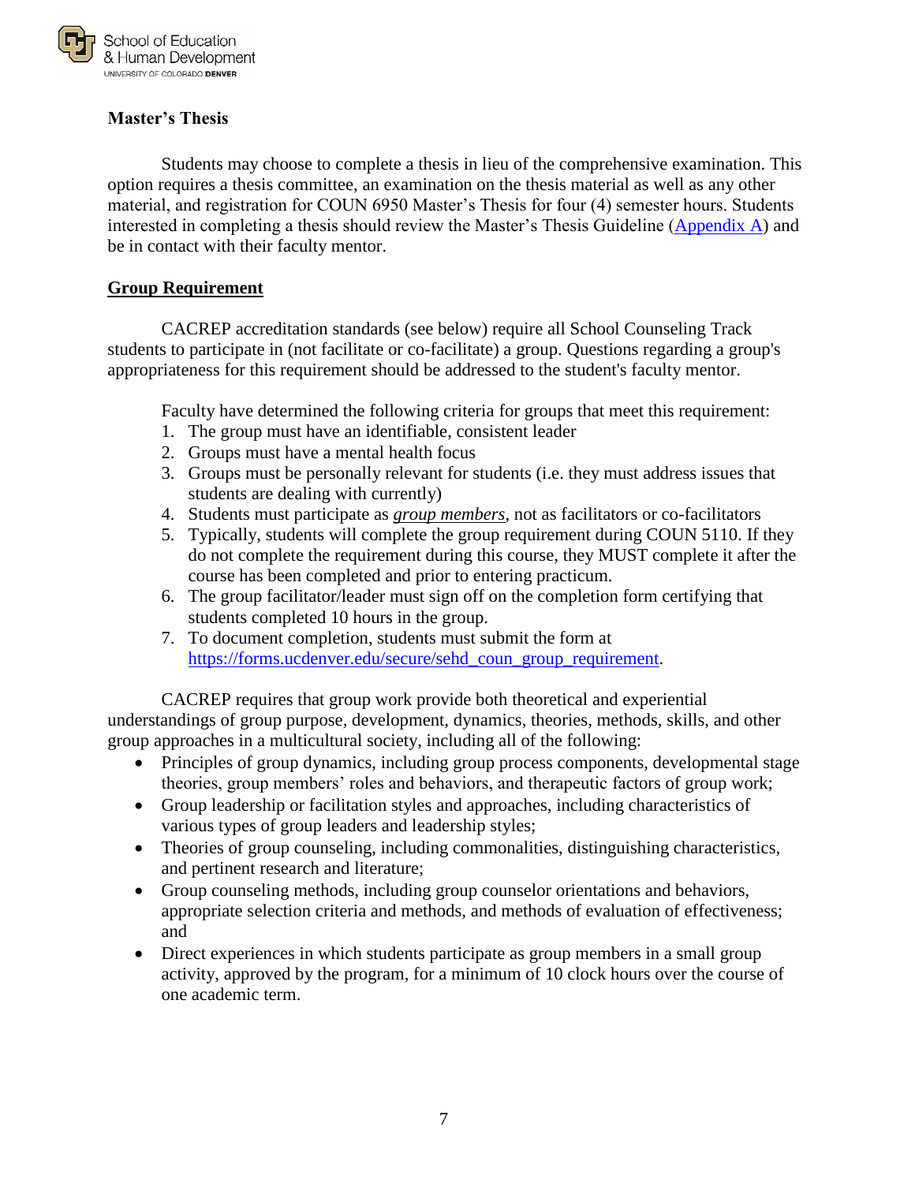**Master's Thesis**

Students may choose to complete a thesis in lieu of the comprehensive examination. This option requires a thesis committee, an examination on the thesis material as well as any other material, and registration for COUN 6950 Master's Thesis for four (4) semester hours. Students interested in completing a thesis should review the Master's Thesis Guideline (Appendix A) and be in contact with their faculty mentor.

## Group Requirement

CACREP accreditation standards (see below) require all School Counseling Track students to participate in (not facilitate or co-facilitate) a group. Questions regarding a group's appropriateness for this requirement should be addressed to the student's faculty mentor.

Faculty have determined the following criteria for groups that meet this requirement:

1. The group must have an identifiable, consistent leader
2. Groups must have a mental health focus
3. Groups must be personally relevant for students (i.e. they must address issues that students are dealing with currently)
4. Students must participate as ***group members***, not as facilitators or co-facilitators
5. Typically, students will complete the group requirement during COUN 5110. If they do not complete the requirement during this course, they MUST complete it after the course has been completed and prior to entering practicum.
6. The group facilitator/leader must sign off on the completion form certifying that students completed 10 hours in the group.
7. To document completion, students must submit the form at https://forms.ucdenver.edu/secure/sehd_coun_group_requirement.

CACREP requires that group work provide both theoretical and experiential understandings of group purpose, development, dynamics, theories, methods, skills, and other group approaches in a multicultural society, including all of the following:

- Principles of group dynamics, including group process components, developmental stage theories, group members' roles and behaviors, and therapeutic factors of group work;
- Group leadership or facilitation styles and approaches, including characteristics of various types of group leaders and leadership styles;
- Theories of group counseling, including commonalities, distinguishing characteristics, and pertinent research and literature;
- Group counseling methods, including group counselor orientations and behaviors, appropriate selection criteria and methods, and methods of evaluation of effectiveness; and
- Direct experiences in which students participate as group members in a small group activity, approved by the program, for a minimum of 10 clock hours over the course of one academic term.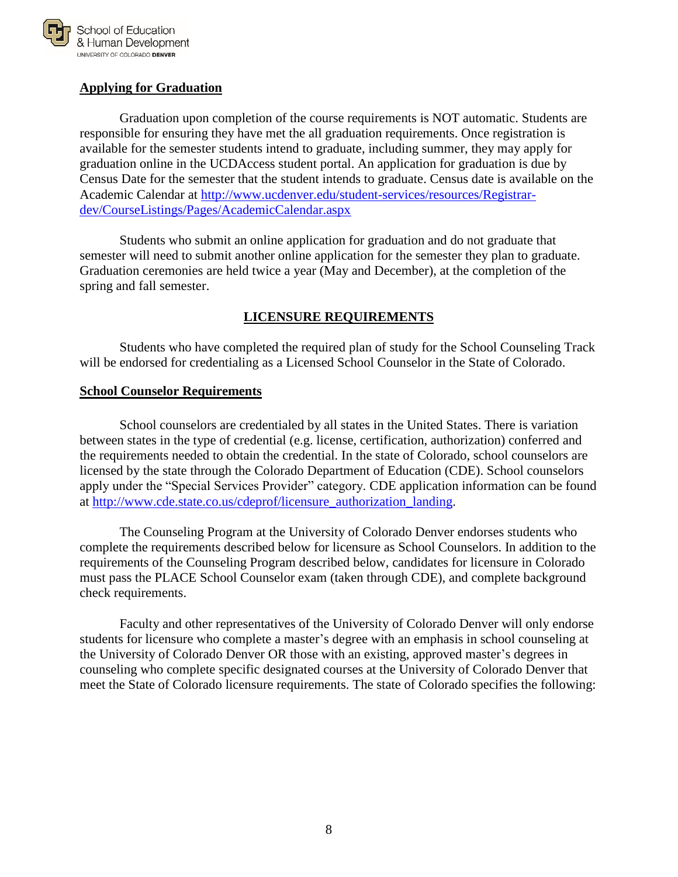## Applying for Graduation

Graduation upon completion of the course requirements is NOT automatic. Students are responsible for ensuring they have met the all graduation requirements. Once registration is available for the semester students intend to graduate, including summer, they may apply for graduation online in the UCDAccess student portal. An application for graduation is due by Census Date for the semester that the student intends to graduate. Census date is available on the Academic Calendar at http://www.ucdenver.edu/student-services/resources/Registrar-dev/CourseListings/Pages/AcademicCalendar.aspx

Students who submit an online application for graduation and do not graduate that semester will need to submit another online application for the semester they plan to graduate. Graduation ceremonies are held twice a year (May and December), at the completion of the spring and fall semester.

# LICENSURE REQUIREMENTS

Students who have completed the required plan of study for the School Counseling Track will be endorsed for credentialing as a Licensed School Counselor in the State of Colorado.

## School Counselor Requirements

School counselors are credentialed by all states in the United States. There is variation between states in the type of credential (e.g. license, certification, authorization) conferred and the requirements needed to obtain the credential. In the state of Colorado, school counselors are licensed by the state through the Colorado Department of Education (CDE). School counselors apply under the "Special Services Provider" category. CDE application information can be found at http://www.cde.state.co.us/cdeprof/licensure_authorization_landing.

The Counseling Program at the University of Colorado Denver endorses students who complete the requirements described below for licensure as School Counselors. In addition to the requirements of the Counseling Program described below, candidates for licensure in Colorado must pass the PLACE School Counselor exam (taken through CDE), and complete background check requirements.

Faculty and other representatives of the University of Colorado Denver will only endorse students for licensure who complete a master's degree with an emphasis in school counseling at the University of Colorado Denver OR those with an existing, approved master's degrees in counseling who complete specific designated courses at the University of Colorado Denver that meet the State of Colorado licensure requirements. The state of Colorado specifies the following: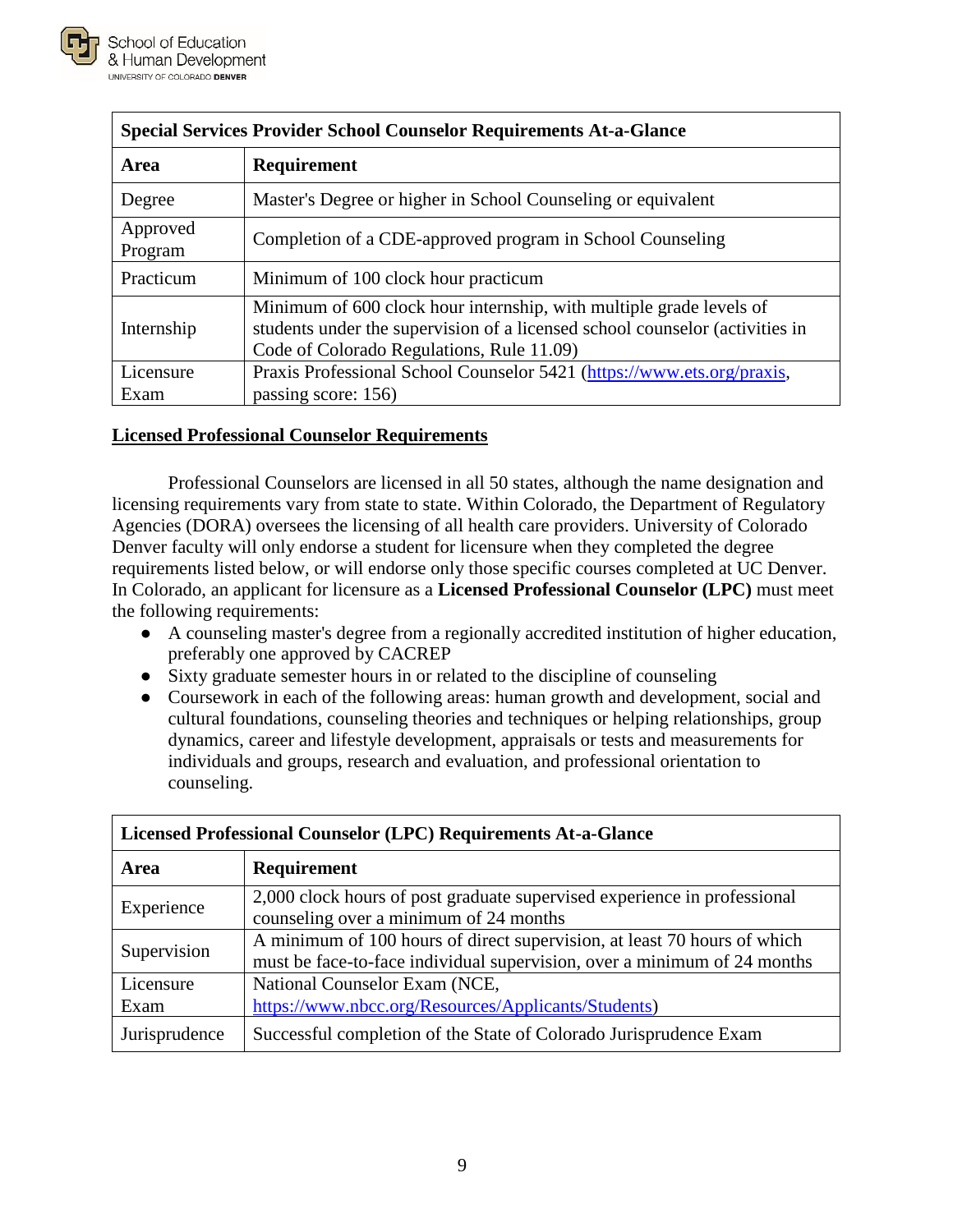| Special Services Provider School Counselor Requirements At-a-Glance | |
|---|---|
| **Area** | **Requirement** |
| Degree | Master's Degree or higher in School Counseling or equivalent |
| Approved Program | Completion of a CDE-approved program in School Counseling |
| Practicum | Minimum of 100 clock hour practicum |
| Internship | Minimum of 600 clock hour internship, with multiple grade levels of students under the supervision of a licensed school counselor (activities in Code of Colorado Regulations, Rule 11.09) |
| Licensure Exam | Praxis Professional School Counselor 5421 (https://www.ets.org/praxis, passing score: 156) |

## Licensed Professional Counselor Requirements

Professional Counselors are licensed in all 50 states, although the name designation and licensing requirements vary from state to state. Within Colorado, the Department of Regulatory Agencies (DORA) oversees the licensing of all health care providers. University of Colorado Denver faculty will only endorse a student for licensure when they completed the degree requirements listed below, or will endorse only those specific courses completed at UC Denver. In Colorado, an applicant for licensure as a **Licensed Professional Counselor (LPC)** must meet the following requirements:

- A counseling master's degree from a regionally accredited institution of higher education, preferably one approved by CACREP
- Sixty graduate semester hours in or related to the discipline of counseling
- Coursework in each of the following areas: human growth and development, social and cultural foundations, counseling theories and techniques or helping relationships, group dynamics, career and lifestyle development, appraisals or tests and measurements for individuals and groups, research and evaluation, and professional orientation to counseling.

| Licensed Professional Counselor (LPC) Requirements At-a-Glance | |
|---|---|
| **Area** | **Requirement** |
| Experience | 2,000 clock hours of post graduate supervised experience in professional counseling over a minimum of 24 months |
| Supervision | A minimum of 100 hours of direct supervision, at least 70 hours of which must be face-to-face individual supervision, over a minimum of 24 months |
| Licensure Exam | National Counselor Exam (NCE, https://www.nbcc.org/Resources/Applicants/Students) |
| Jurisprudence | Successful completion of the State of Colorado Jurisprudence Exam |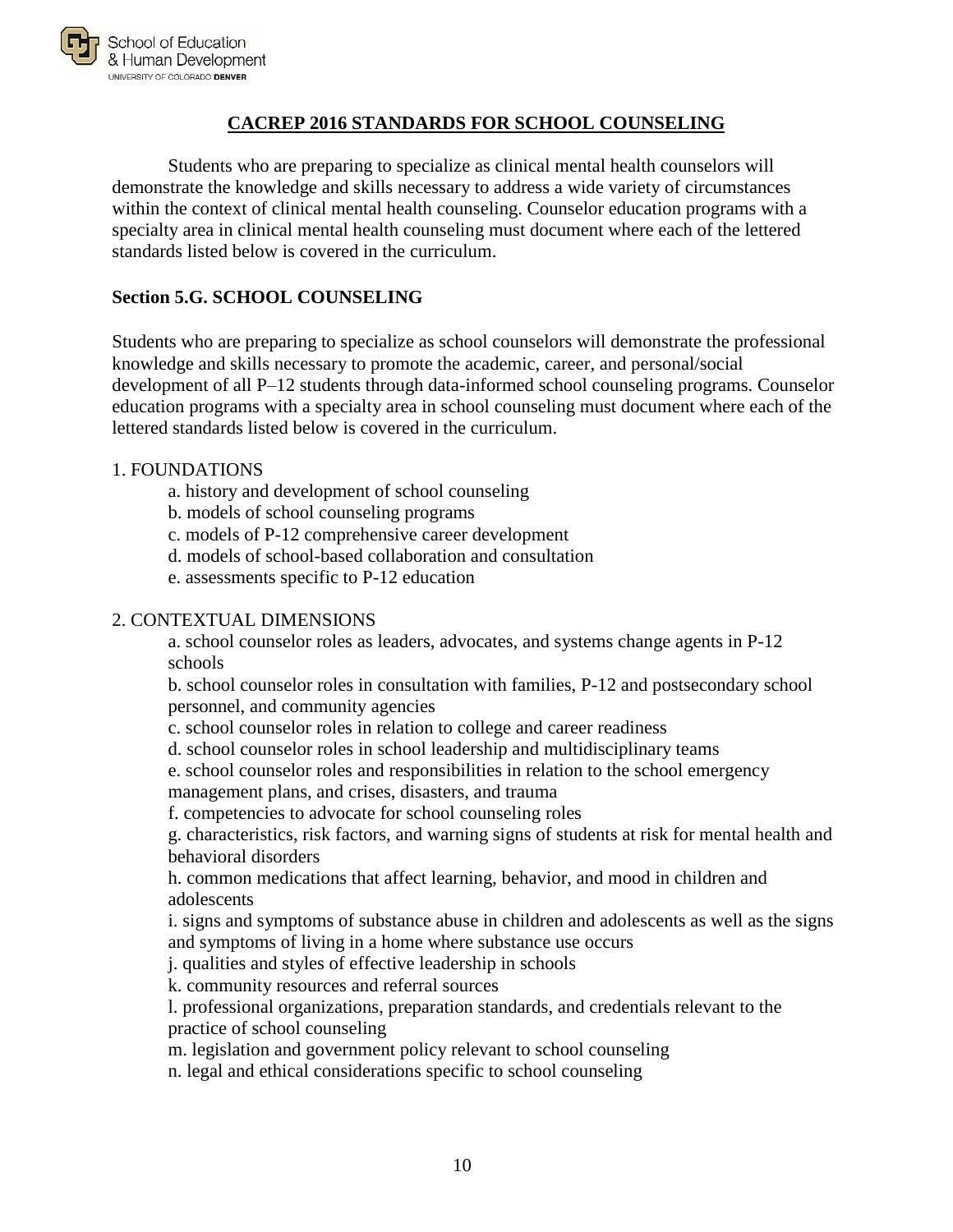## CACREP 2016 STANDARDS FOR SCHOOL COUNSELING

Students who are preparing to specialize as clinical mental health counselors will demonstrate the knowledge and skills necessary to address a wide variety of circumstances within the context of clinical mental health counseling. Counselor education programs with a specialty area in clinical mental health counseling must document where each of the lettered standards listed below is covered in the curriculum.

### Section 5.G. SCHOOL COUNSELING

Students who are preparing to specialize as school counselors will demonstrate the professional knowledge and skills necessary to promote the academic, career, and personal/social development of all P–12 students through data-informed school counseling programs. Counselor education programs with a specialty area in school counseling must document where each of the lettered standards listed below is covered in the curriculum.

1. FOUNDATIONS
   - a. history and development of school counseling
   - b. models of school counseling programs
   - c. models of P-12 comprehensive career development
   - d. models of school-based collaboration and consultation
   - e. assessments specific to P-12 education

2. CONTEXTUAL DIMENSIONS
   - a. school counselor roles as leaders, advocates, and systems change agents in P-12 schools
   - b. school counselor roles in consultation with families, P-12 and postsecondary school personnel, and community agencies
   - c. school counselor roles in relation to college and career readiness
   - d. school counselor roles in school leadership and multidisciplinary teams
   - e. school counselor roles and responsibilities in relation to the school emergency management plans, and crises, disasters, and trauma
   - f. competencies to advocate for school counseling roles
   - g. characteristics, risk factors, and warning signs of students at risk for mental health and behavioral disorders
   - h. common medications that affect learning, behavior, and mood in children and adolescents
   - i. signs and symptoms of substance abuse in children and adolescents as well as the signs and symptoms of living in a home where substance use occurs
   - j. qualities and styles of effective leadership in schools
   - k. community resources and referral sources
   - l. professional organizations, preparation standards, and credentials relevant to the practice of school counseling
   - m. legislation and government policy relevant to school counseling
   - n. legal and ethical considerations specific to school counseling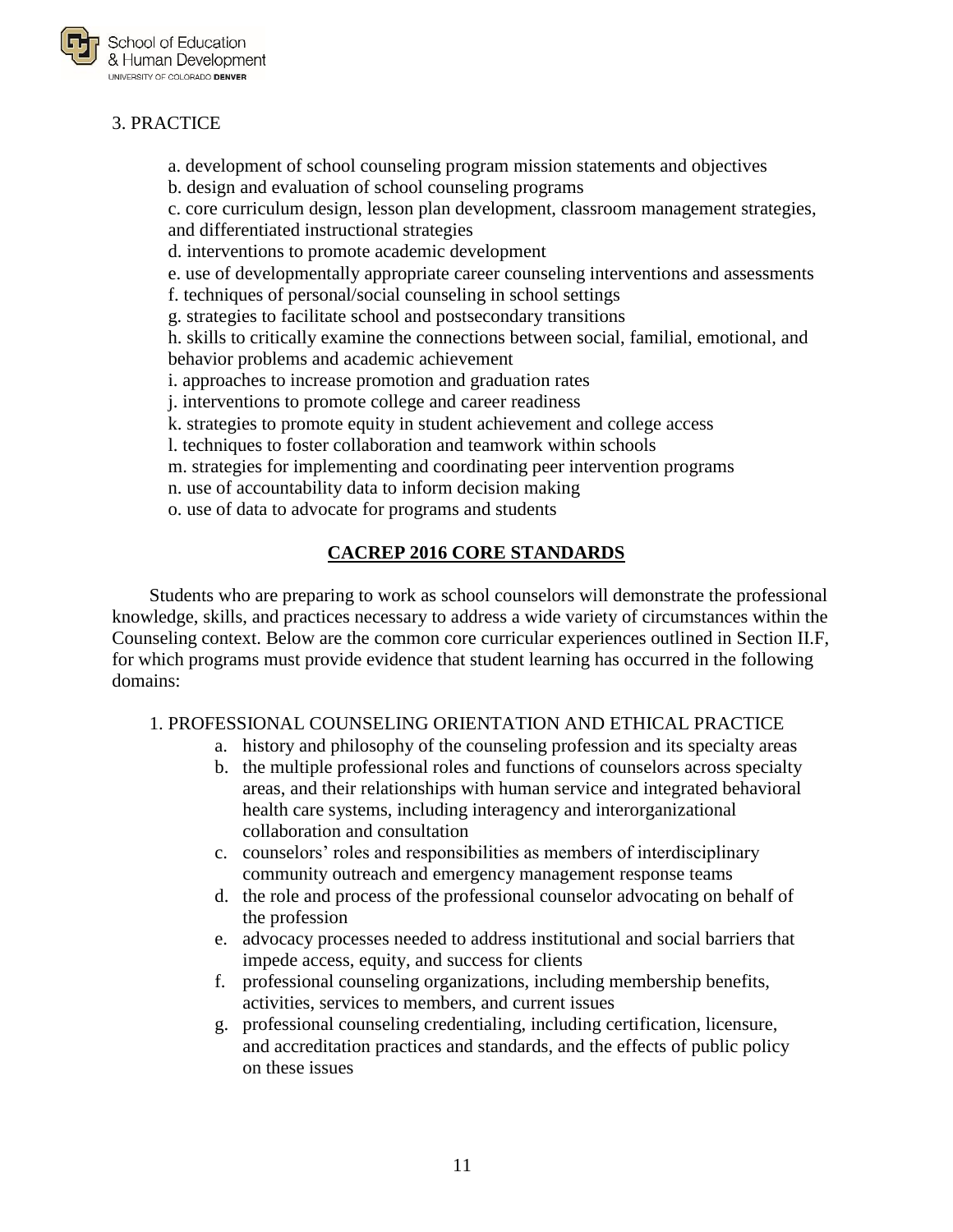3. PRACTICE

a. development of school counseling program mission statements and objectives
b. design and evaluation of school counseling programs
c. core curriculum design, lesson plan development, classroom management strategies, and differentiated instructional strategies
d. interventions to promote academic development
e. use of developmentally appropriate career counseling interventions and assessments
f. techniques of personal/social counseling in school settings
g. strategies to facilitate school and postsecondary transitions
h. skills to critically examine the connections between social, familial, emotional, and behavior problems and academic achievement
i. approaches to increase promotion and graduation rates
j. interventions to promote college and career readiness
k. strategies to promote equity in student achievement and college access
l. techniques to foster collaboration and teamwork within schools
m. strategies for implementing and coordinating peer intervention programs
n. use of accountability data to inform decision making
o. use of data to advocate for programs and students

## CACREP 2016 CORE STANDARDS

Students who are preparing to work as school counselors will demonstrate the professional knowledge, skills, and practices necessary to address a wide variety of circumstances within the Counseling context. Below are the common core curricular experiences outlined in Section II.F, for which programs must provide evidence that student learning has occurred in the following domains:

1. PROFESSIONAL COUNSELING ORIENTATION AND ETHICAL PRACTICE
   a. history and philosophy of the counseling profession and its specialty areas
   b. the multiple professional roles and functions of counselors across specialty areas, and their relationships with human service and integrated behavioral health care systems, including interagency and interorganizational collaboration and consultation
   c. counselors' roles and responsibilities as members of interdisciplinary community outreach and emergency management response teams
   d. the role and process of the professional counselor advocating on behalf of the profession
   e. advocacy processes needed to address institutional and social barriers that impede access, equity, and success for clients
   f. professional counseling organizations, including membership benefits, activities, services to members, and current issues
   g. professional counseling credentialing, including certification, licensure, and accreditation practices and standards, and the effects of public policy on these issues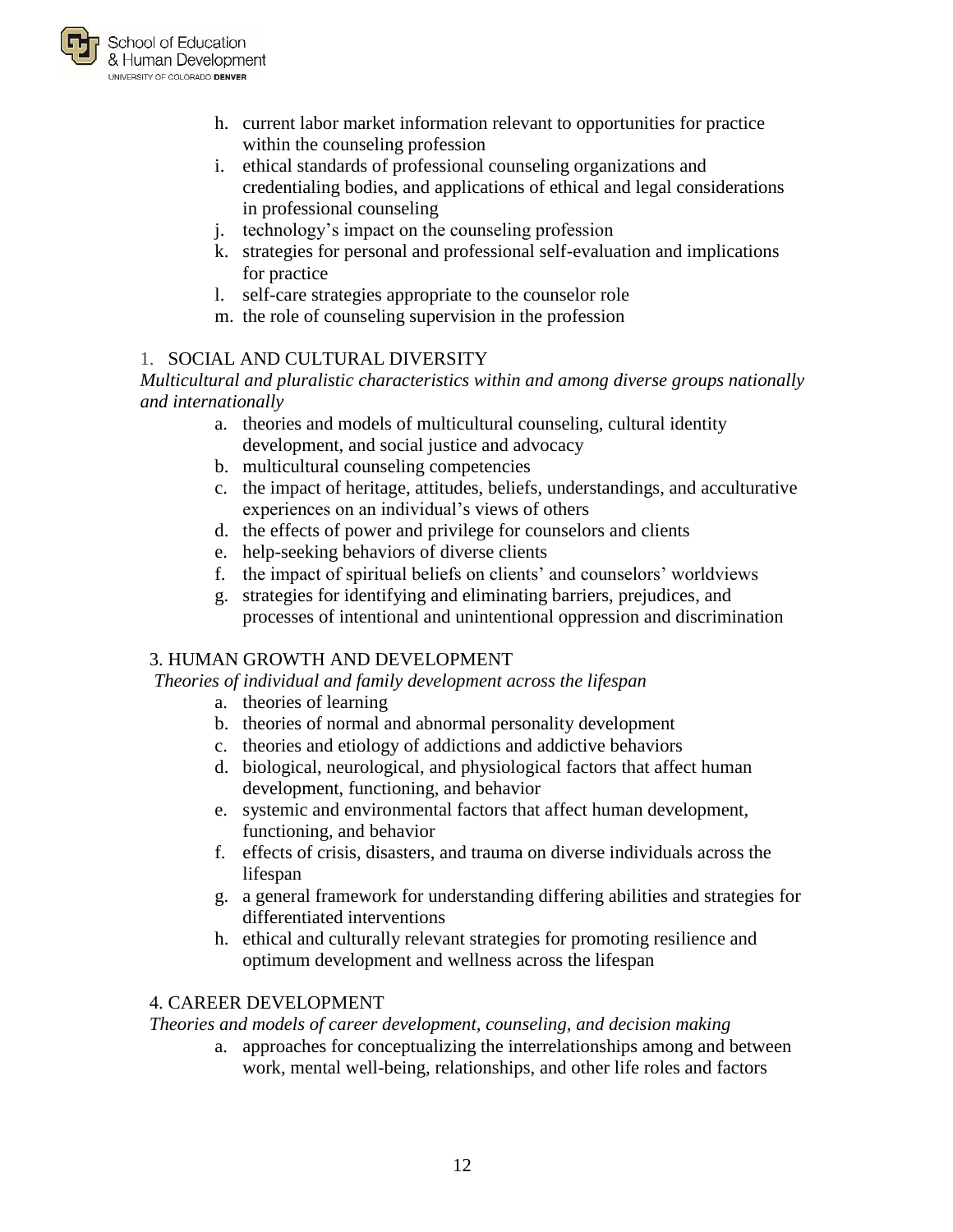h. current labor market information relevant to opportunities for practice within the counseling profession
i. ethical standards of professional counseling organizations and credentialing bodies, and applications of ethical and legal considerations in professional counseling
j. technology's impact on the counseling profession
k. strategies for personal and professional self-evaluation and implications for practice
l. self-care strategies appropriate to the counselor role
m. the role of counseling supervision in the profession

1. SOCIAL AND CULTURAL DIVERSITY

*Multicultural and pluralistic characteristics within and among diverse groups nationally and internationally*

a. theories and models of multicultural counseling, cultural identity development, and social justice and advocacy
b. multicultural counseling competencies
c. the impact of heritage, attitudes, beliefs, understandings, and acculturative experiences on an individual's views of others
d. the effects of power and privilege for counselors and clients
e. help-seeking behaviors of diverse clients
f. the impact of spiritual beliefs on clients' and counselors' worldviews
g. strategies for identifying and eliminating barriers, prejudices, and processes of intentional and unintentional oppression and discrimination

3. HUMAN GROWTH AND DEVELOPMENT

*Theories of individual and family development across the lifespan*

a. theories of learning
b. theories of normal and abnormal personality development
c. theories and etiology of addictions and addictive behaviors
d. biological, neurological, and physiological factors that affect human development, functioning, and behavior
e. systemic and environmental factors that affect human development, functioning, and behavior
f. effects of crisis, disasters, and trauma on diverse individuals across the lifespan
g. a general framework for understanding differing abilities and strategies for differentiated interventions
h. ethical and culturally relevant strategies for promoting resilience and optimum development and wellness across the lifespan

4. CAREER DEVELOPMENT

*Theories and models of career development, counseling, and decision making*

a. approaches for conceptualizing the interrelationships among and between work, mental well-being, relationships, and other life roles and factors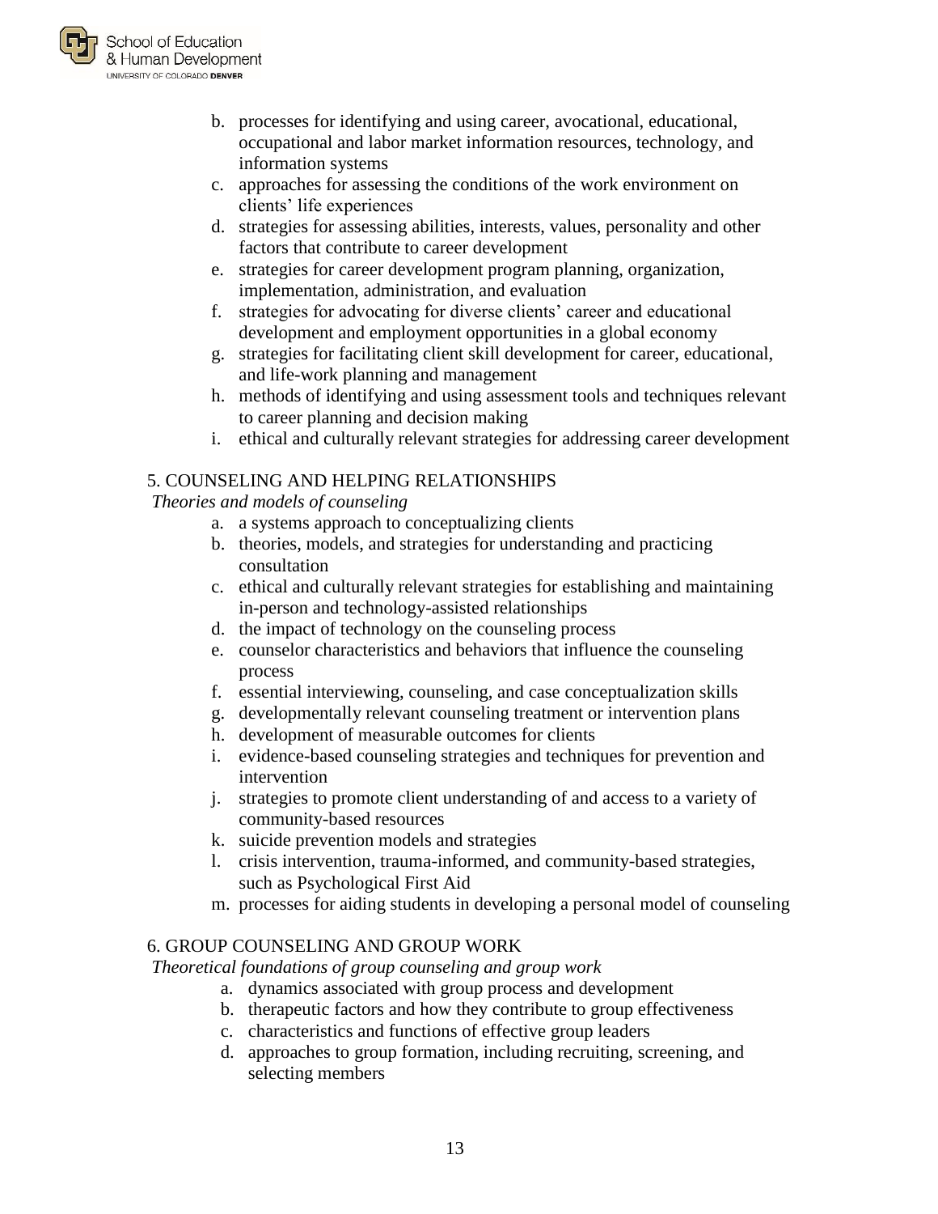b. processes for identifying and using career, avocational, educational, occupational and labor market information resources, technology, and information systems
c. approaches for assessing the conditions of the work environment on clients' life experiences
d. strategies for assessing abilities, interests, values, personality and other factors that contribute to career development
e. strategies for career development program planning, organization, implementation, administration, and evaluation
f. strategies for advocating for diverse clients' career and educational development and employment opportunities in a global economy
g. strategies for facilitating client skill development for career, educational, and life-work planning and management
h. methods of identifying and using assessment tools and techniques relevant to career planning and decision making
i. ethical and culturally relevant strategies for addressing career development

5. COUNSELING AND HELPING RELATIONSHIPS

*Theories and models of counseling*

a. a systems approach to conceptualizing clients
b. theories, models, and strategies for understanding and practicing consultation
c. ethical and culturally relevant strategies for establishing and maintaining in-person and technology-assisted relationships
d. the impact of technology on the counseling process
e. counselor characteristics and behaviors that influence the counseling process
f. essential interviewing, counseling, and case conceptualization skills
g. developmentally relevant counseling treatment or intervention plans
h. development of measurable outcomes for clients
i. evidence-based counseling strategies and techniques for prevention and intervention
j. strategies to promote client understanding of and access to a variety of community-based resources
k. suicide prevention models and strategies
l. crisis intervention, trauma-informed, and community-based strategies, such as Psychological First Aid
m. processes for aiding students in developing a personal model of counseling

6. GROUP COUNSELING AND GROUP WORK

*Theoretical foundations of group counseling and group work*

a. dynamics associated with group process and development
b. therapeutic factors and how they contribute to group effectiveness
c. characteristics and functions of effective group leaders
d. approaches to group formation, including recruiting, screening, and selecting members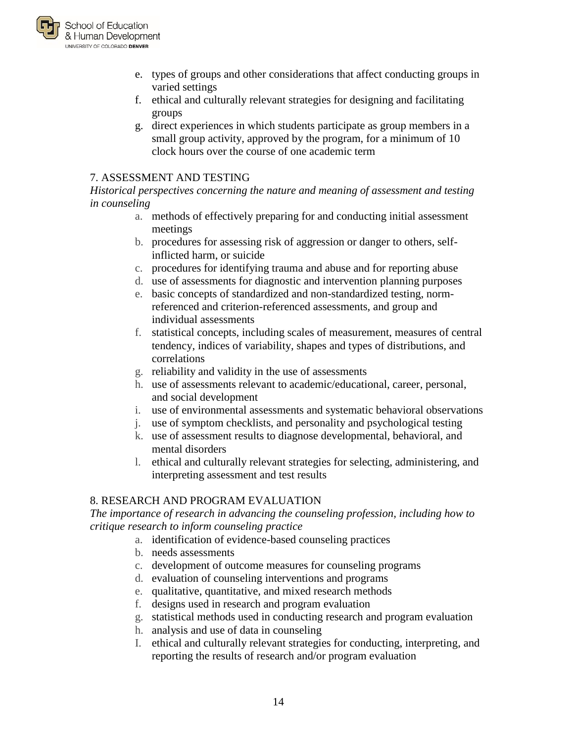e. types of groups and other considerations that affect conducting groups in varied settings
f. ethical and culturally relevant strategies for designing and facilitating groups
g. direct experiences in which students participate as group members in a small group activity, approved by the program, for a minimum of 10 clock hours over the course of one academic term

7. ASSESSMENT AND TESTING

*Historical perspectives concerning the nature and meaning of assessment and testing in counseling*

a. methods of effectively preparing for and conducting initial assessment meetings
b. procedures for assessing risk of aggression or danger to others, self-inflicted harm, or suicide
c. procedures for identifying trauma and abuse and for reporting abuse
d. use of assessments for diagnostic and intervention planning purposes
e. basic concepts of standardized and non-standardized testing, norm-referenced and criterion-referenced assessments, and group and individual assessments
f. statistical concepts, including scales of measurement, measures of central tendency, indices of variability, shapes and types of distributions, and correlations
g. reliability and validity in the use of assessments
h. use of assessments relevant to academic/educational, career, personal, and social development
i. use of environmental assessments and systematic behavioral observations
j. use of symptom checklists, and personality and psychological testing
k. use of assessment results to diagnose developmental, behavioral, and mental disorders
l. ethical and culturally relevant strategies for selecting, administering, and interpreting assessment and test results

8. RESEARCH AND PROGRAM EVALUATION

*The importance of research in advancing the counseling profession, including how to critique research to inform counseling practice*

a. identification of evidence-based counseling practices
b. needs assessments
c. development of outcome measures for counseling programs
d. evaluation of counseling interventions and programs
e. qualitative, quantitative, and mixed research methods
f. designs used in research and program evaluation
g. statistical methods used in conducting research and program evaluation
h. analysis and use of data in counseling
I. ethical and culturally relevant strategies for conducting, interpreting, and reporting the results of research and/or program evaluation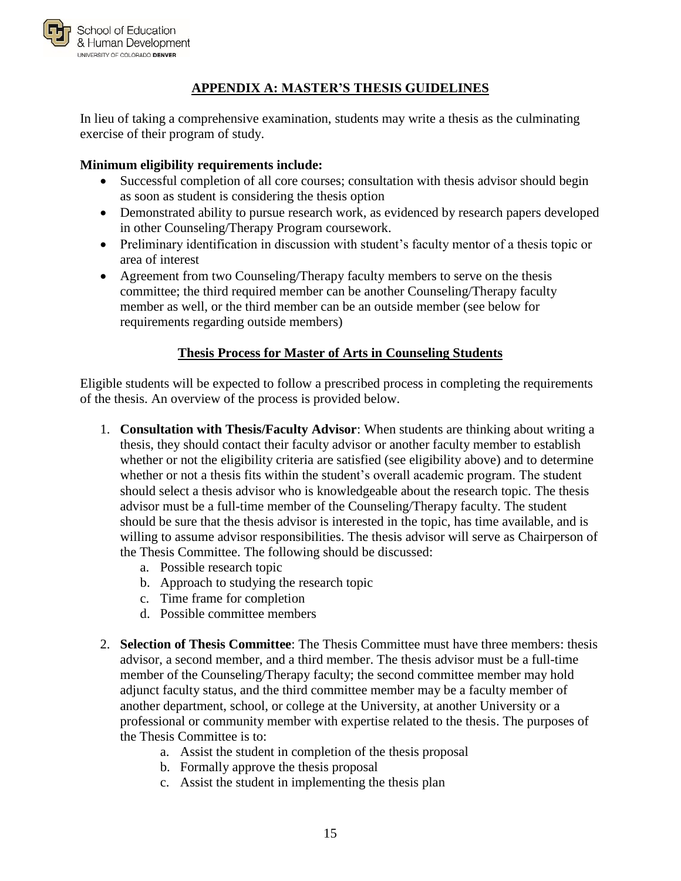## APPENDIX A: MASTER'S THESIS GUIDELINES

In lieu of taking a comprehensive examination, students may write a thesis as the culminating exercise of their program of study.

**Minimum eligibility requirements include:**

- Successful completion of all core courses; consultation with thesis advisor should begin as soon as student is considering the thesis option
- Demonstrated ability to pursue research work, as evidenced by research papers developed in other Counseling/Therapy Program coursework.
- Preliminary identification in discussion with student's faculty mentor of a thesis topic or area of interest
- Agreement from two Counseling/Therapy faculty members to serve on the thesis committee; the third required member can be another Counseling/Therapy faculty member as well, or the third member can be an outside member (see below for requirements regarding outside members)

### Thesis Process for Master of Arts in Counseling Students

Eligible students will be expected to follow a prescribed process in completing the requirements of the thesis. An overview of the process is provided below.

1. **Consultation with Thesis/Faculty Advisor**: When students are thinking about writing a thesis, they should contact their faculty advisor or another faculty member to establish whether or not the eligibility criteria are satisfied (see eligibility above) and to determine whether or not a thesis fits within the student's overall academic program. The student should select a thesis advisor who is knowledgeable about the research topic. The thesis advisor must be a full-time member of the Counseling/Therapy faculty. The student should be sure that the thesis advisor is interested in the topic, has time available, and is willing to assume advisor responsibilities. The thesis advisor will serve as Chairperson of the Thesis Committee. The following should be discussed:
    a. Possible research topic
    b. Approach to studying the research topic
    c. Time frame for completion
    d. Possible committee members

2. **Selection of Thesis Committee**: The Thesis Committee must have three members: thesis advisor, a second member, and a third member. The thesis advisor must be a full-time member of the Counseling/Therapy faculty; the second committee member may hold adjunct faculty status, and the third committee member may be a faculty member of another department, school, or college at the University, at another University or a professional or community member with expertise related to the thesis. The purposes of the Thesis Committee is to:
    a. Assist the student in completion of the thesis proposal
    b. Formally approve the thesis proposal
    c. Assist the student in implementing the thesis plan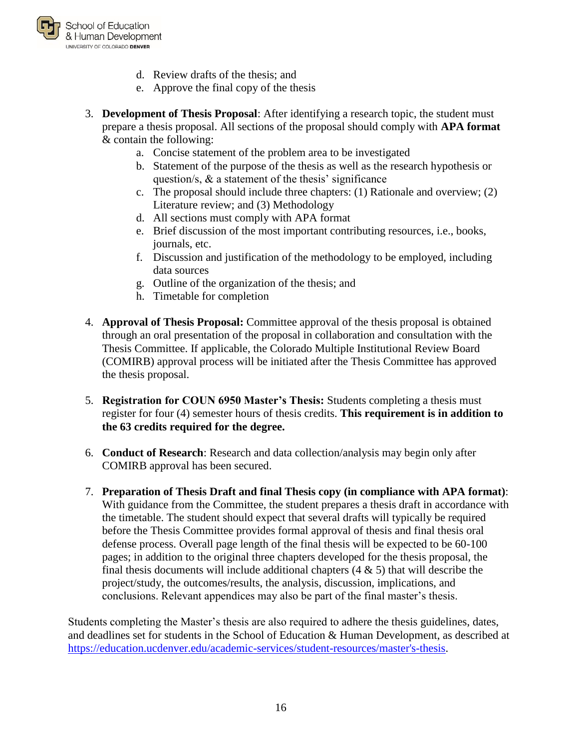d. Review drafts of the thesis; and
   e. Approve the final copy of the thesis

3. **Development of Thesis Proposal**: After identifying a research topic, the student must prepare a thesis proposal. All sections of the proposal should comply with **APA format** & contain the following:
   a. Concise statement of the problem area to be investigated
   b. Statement of the purpose of the thesis as well as the research hypothesis or question/s, & a statement of the thesis' significance
   c. The proposal should include three chapters: (1) Rationale and overview; (2) Literature review; and (3) Methodology
   d. All sections must comply with APA format
   e. Brief discussion of the most important contributing resources, i.e., books, journals, etc.
   f. Discussion and justification of the methodology to be employed, including data sources
   g. Outline of the organization of the thesis; and
   h. Timetable for completion

4. **Approval of Thesis Proposal:** Committee approval of the thesis proposal is obtained through an oral presentation of the proposal in collaboration and consultation with the Thesis Committee. If applicable, the Colorado Multiple Institutional Review Board (COMIRB) approval process will be initiated after the Thesis Committee has approved the thesis proposal.

5. **Registration for COUN 6950 Master's Thesis:** Students completing a thesis must register for four (4) semester hours of thesis credits. **This requirement is in addition to the 63 credits required for the degree.**

6. **Conduct of Research**: Research and data collection/analysis may begin only after COMIRB approval has been secured.

7. **Preparation of Thesis Draft and final Thesis copy (in compliance with APA format)**: With guidance from the Committee, the student prepares a thesis draft in accordance with the timetable. The student should expect that several drafts will typically be required before the Thesis Committee provides formal approval of thesis and final thesis oral defense process. Overall page length of the final thesis will be expected to be 60-100 pages; in addition to the original three chapters developed for the thesis proposal, the final thesis documents will include additional chapters (4 & 5) that will describe the project/study, the outcomes/results, the analysis, discussion, implications, and conclusions. Relevant appendices may also be part of the final master's thesis.

Students completing the Master's thesis are also required to adhere the thesis guidelines, dates, and deadlines set for students in the School of Education & Human Development, as described at https://education.ucdenver.edu/academic-services/student-resources/master's-thesis.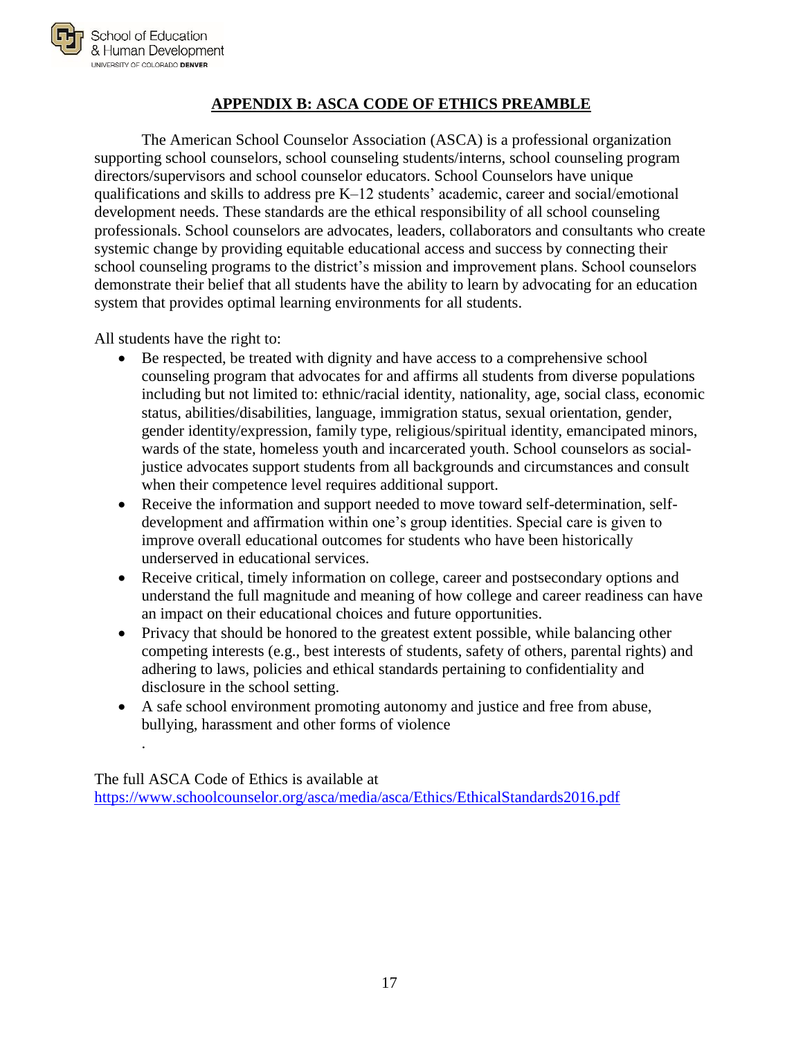## APPENDIX B: ASCA CODE OF ETHICS PREAMBLE

The American School Counselor Association (ASCA) is a professional organization supporting school counselors, school counseling students/interns, school counseling program directors/supervisors and school counselor educators. School Counselors have unique qualifications and skills to address pre K–12 students' academic, career and social/emotional development needs. These standards are the ethical responsibility of all school counseling professionals. School counselors are advocates, leaders, collaborators and consultants who create systemic change by providing equitable educational access and success by connecting their school counseling programs to the district's mission and improvement plans. School counselors demonstrate their belief that all students have the ability to learn by advocating for an education system that provides optimal learning environments for all students.

All students have the right to:

- Be respected, be treated with dignity and have access to a comprehensive school counseling program that advocates for and affirms all students from diverse populations including but not limited to: ethnic/racial identity, nationality, age, social class, economic status, abilities/disabilities, language, immigration status, sexual orientation, gender, gender identity/expression, family type, religious/spiritual identity, emancipated minors, wards of the state, homeless youth and incarcerated youth. School counselors as social-justice advocates support students from all backgrounds and circumstances and consult when their competence level requires additional support.
- Receive the information and support needed to move toward self-determination, self-development and affirmation within one's group identities. Special care is given to improve overall educational outcomes for students who have been historically underserved in educational services.
- Receive critical, timely information on college, career and postsecondary options and understand the full magnitude and meaning of how college and career readiness can have an impact on their educational choices and future opportunities.
- Privacy that should be honored to the greatest extent possible, while balancing other competing interests (e.g., best interests of students, safety of others, parental rights) and adhering to laws, policies and ethical standards pertaining to confidentiality and disclosure in the school setting.
- A safe school environment promoting autonomy and justice and free from abuse, bullying, harassment and other forms of violence

.

The full ASCA Code of Ethics is available at https://www.schoolcounselor.org/asca/media/asca/Ethics/EthicalStandards2016.pdf